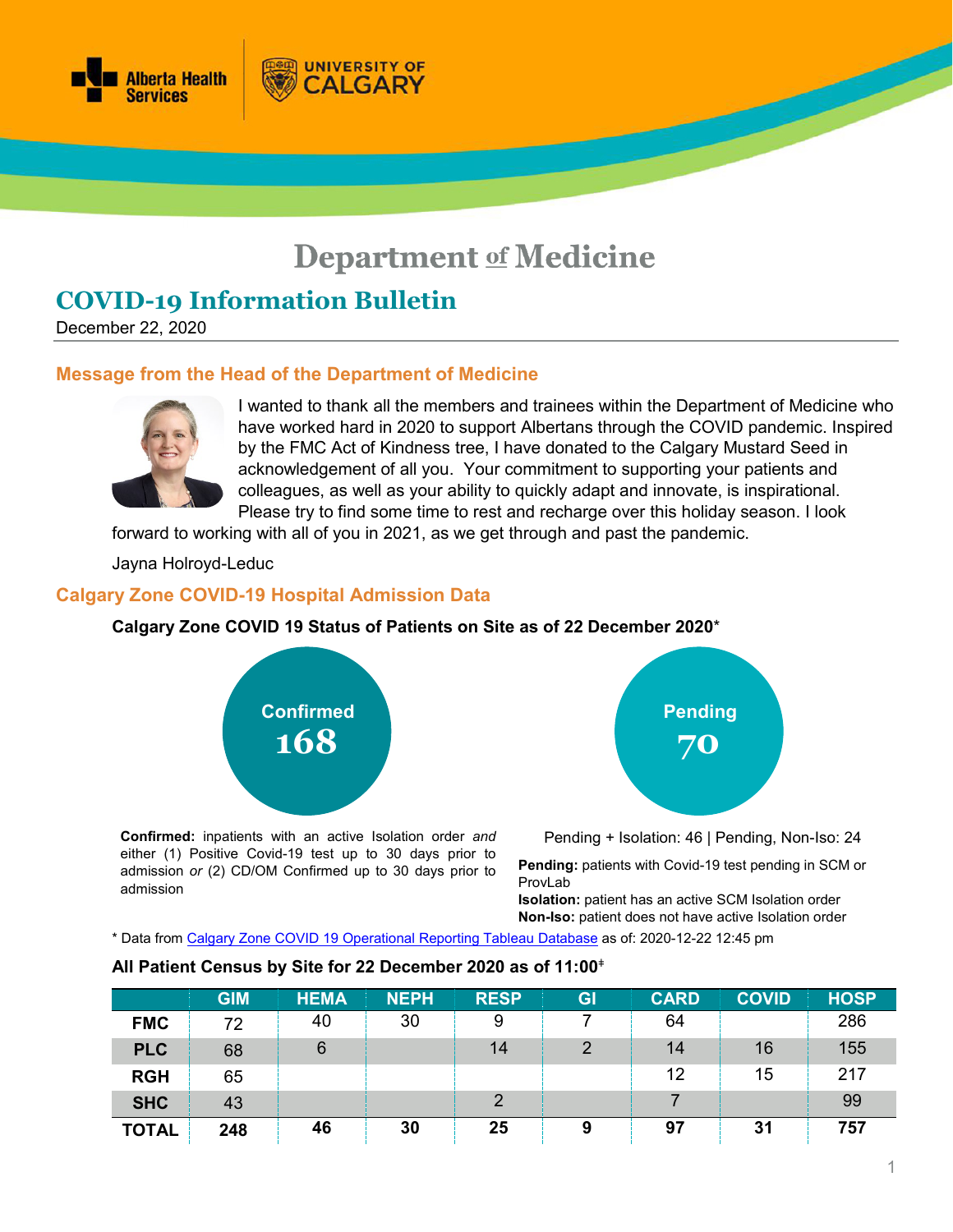# Department of Medicine

## COVID-19 Information Bulletin

December 22, 2020

### Message from the Head of the Department of Medicine

I wanted to thank all the members and trainees within the Department of Medicine who have worked hard in 2020 to support Albertans through the COVID pandemic. Inspired by the FMC Act of Kindness tree, I have donated to the Calgary Mustard Seed in acknowledgement of all you. Your commitment to supporting your patients and colleagues, as well as your ability to quickly adapt and innovate, is inspirational. Please try to find some time to rest and recharge over this holiday season. I look forward to working with all of you in 2021, as we get through and past the pandemic.

Jayna Holroyd-Leduc

### Calgary Zone COVID-19 Hospital Admission Data

**Calgary Zone COVID 19 Status of Patients on Site as of 22 December 2020***

**Confirmed**
**168**

**Confirmed:** inpatients with an active Isolation order *and* either (1) Positive Covid-19 test up to 30 days prior to admission *or* (2) CD/OM Confirmed up to 30 days prior to admission

**Pending**
**70**

Pending + Isolation: 46 | Pending, Non-Iso: 24

**Pending:** patients with Covid-19 test pending in SCM or ProvLab
**Isolation:** patient has an active SCM Isolation order
**Non-Iso:** patient does not have active Isolation order

* Data from Calgary Zone COVID 19 Operational Reporting Tableau Database as of: 2020-12-22 12:45 pm

**All Patient Census by Site for 22 December 2020 as of 11:00‡**

| | GIM | HEMA | NEPH | RESP | GI | CARD | COVID | HOSP |
|---|---|---|---|---|---|---|---|---|
| **FMC** | 72 | 40 | 30 | 9 | 7 | 64 | | 286 |
| **PLC** | 68 | 6 | | 14 | 2 | 14 | 16 | 155 |
| **RGH** | 65 | | | | | 12 | 15 | 217 |
| **SHC** | 43 | | | 2 | | 7 | | 99 |
| **TOTAL** | **248** | **46** | **30** | **25** | **9** | **97** | **31** | **757** |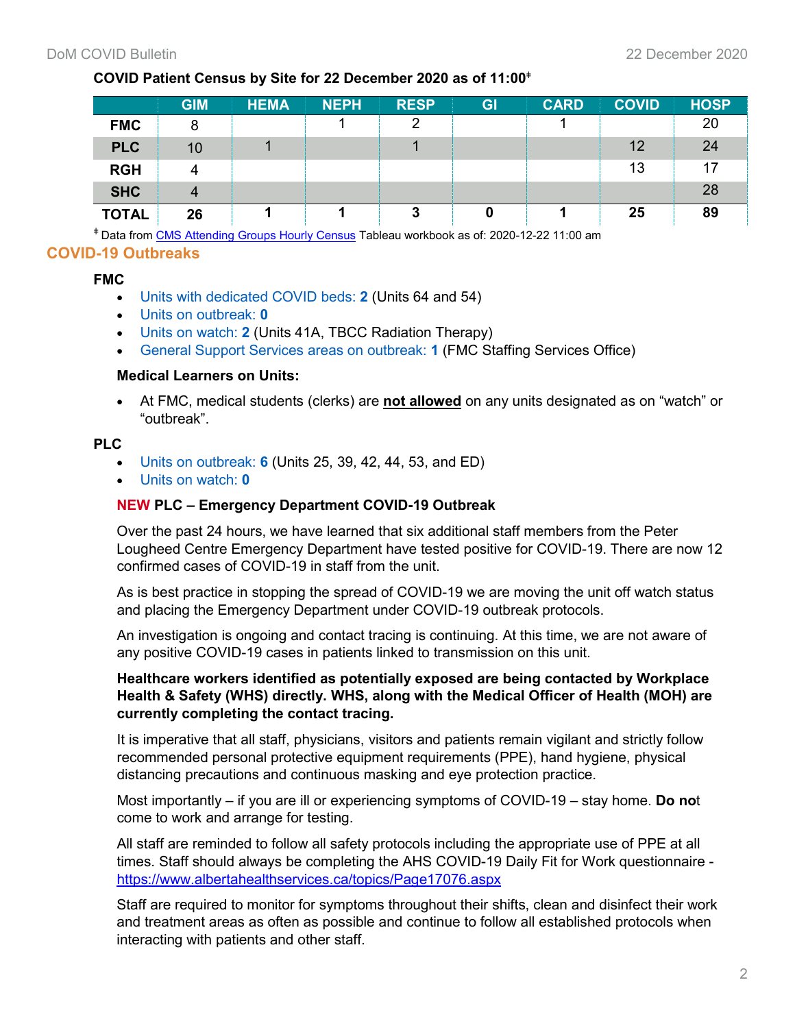**COVID Patient Census by Site for 22 December 2020 as of 11:00‡**

| | GIM | HEMA | NEPH | RESP | GI | CARD | COVID | HOSP |
|---|---|---|---|---|---|---|---|---|
| **FMC** | 8 | | 1 | 2 | | 1 | | 20 |
| **PLC** | 10 | 1 | | 1 | | | 12 | 24 |
| **RGH** | 4 | | | | | | 13 | 17 |
| **SHC** | 4 | | | | | | | 28 |
| **TOTAL** | **26** | **1** | **1** | **3** | **0** | **1** | **25** | **89** |

‡ Data from CMS Attending Groups Hourly Census Tableau workbook as of: 2020-12-22 11:00 am

## COVID-19 Outbreaks

### FMC

- Units with dedicated COVID beds: **2** (Units 64 and 54)
- Units on outbreak: **0**
- Units on watch: **2** (Units 41A, TBCC Radiation Therapy)
- General Support Services areas on outbreak: **1** (FMC Staffing Services Office)

**Medical Learners on Units:**

- At FMC, medical students (clerks) are **not allowed** on any units designated as on "watch" or "outbreak".

### PLC

- Units on outbreak: **6** (Units 25, 39, 42, 44, 53, and ED)
- Units on watch: **0**

**NEW PLC – Emergency Department COVID-19 Outbreak**

Over the past 24 hours, we have learned that six additional staff members from the Peter Lougheed Centre Emergency Department have tested positive for COVID-19. There are now 12 confirmed cases of COVID-19 in staff from the unit.

As is best practice in stopping the spread of COVID-19 we are moving the unit off watch status and placing the Emergency Department under COVID-19 outbreak protocols.

An investigation is ongoing and contact tracing is continuing. At this time, we are not aware of any positive COVID-19 cases in patients linked to transmission on this unit.

**Healthcare workers identified as potentially exposed are being contacted by Workplace Health & Safety (WHS) directly. WHS, along with the Medical Officer of Health (MOH) are currently completing the contact tracing.**

It is imperative that all staff, physicians, visitors and patients remain vigilant and strictly follow recommended personal protective equipment requirements (PPE), hand hygiene, physical distancing precautions and continuous masking and eye protection practice.

Most importantly – if you are ill or experiencing symptoms of COVID-19 – stay home. **Do not** come to work and arrange for testing.

All staff are reminded to follow all safety protocols including the appropriate use of PPE at all times. Staff should always be completing the AHS COVID-19 Daily Fit for Work questionnaire - https://www.albertahealthservices.ca/topics/Page17076.aspx

Staff are required to monitor for symptoms throughout their shifts, clean and disinfect their work and treatment areas as often as possible and continue to follow all established protocols when interacting with patients and other staff.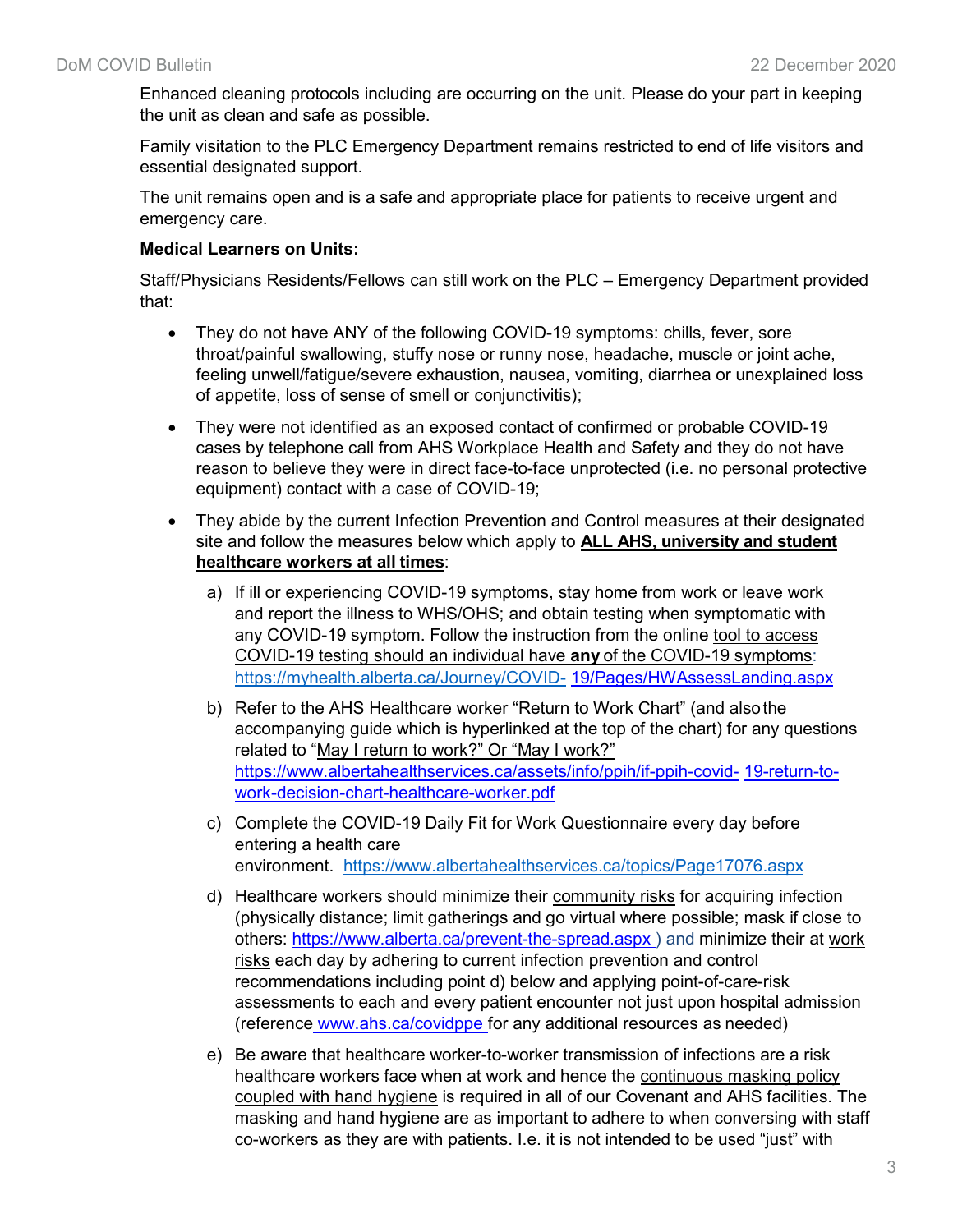Enhanced cleaning protocols including are occurring on the unit. Please do your part in keeping the unit as clean and safe as possible.

Family visitation to the PLC Emergency Department remains restricted to end of life visitors and essential designated support.

The unit remains open and is a safe and appropriate place for patients to receive urgent and emergency care.

**Medical Learners on Units:**

Staff/Physicians Residents/Fellows can still work on the PLC – Emergency Department provided that:

- They do not have ANY of the following COVID-19 symptoms: chills, fever, sore throat/painful swallowing, stuffy nose or runny nose, headache, muscle or joint ache, feeling unwell/fatigue/severe exhaustion, nausea, vomiting, diarrhea or unexplained loss of appetite, loss of sense of smell or conjunctivitis);
- They were not identified as an exposed contact of confirmed or probable COVID-19 cases by telephone call from AHS Workplace Health and Safety and they do not have reason to believe they were in direct face-to-face unprotected (i.e. no personal protective equipment) contact with a case of COVID-19;
- They abide by the current Infection Prevention and Control measures at their designated site and follow the measures below which apply to **ALL AHS, university and student healthcare workers at all times**:

  a) If ill or experiencing COVID-19 symptoms, stay home from work or leave work and report the illness to WHS/OHS; and obtain testing when symptomatic with any COVID-19 symptom. Follow the instruction from the online tool to access COVID-19 testing should an individual have **any** of the COVID-19 symptoms: https://myhealth.alberta.ca/Journey/COVID-19/Pages/HWAssessLanding.aspx

  b) Refer to the AHS Healthcare worker "Return to Work Chart" (and also the accompanying guide which is hyperlinked at the top of the chart) for any questions related to "May I return to work?" Or "May I work?" https://www.albertahealthservices.ca/assets/info/ppih/if-ppih-covid-19-return-to-work-decision-chart-healthcare-worker.pdf

  c) Complete the COVID-19 Daily Fit for Work Questionnaire every day before entering a health care environment. https://www.albertahealthservices.ca/topics/Page17076.aspx

  d) Healthcare workers should minimize their community risks for acquiring infection (physically distance; limit gatherings and go virtual where possible; mask if close to others: https://www.alberta.ca/prevent-the-spread.aspx ) and minimize their at work risks each day by adhering to current infection prevention and control recommendations including point d) below and applying point-of-care-risk assessments to each and every patient encounter not just upon hospital admission (reference www.ahs.ca/covidppe for any additional resources as needed)

  e) Be aware that healthcare worker-to-worker transmission of infections are a risk healthcare workers face when at work and hence the continuous masking policy coupled with hand hygiene is required in all of our Covenant and AHS facilities. The masking and hand hygiene are as important to adhere to when conversing with staff co-workers as they are with patients. I.e. it is not intended to be used "just" with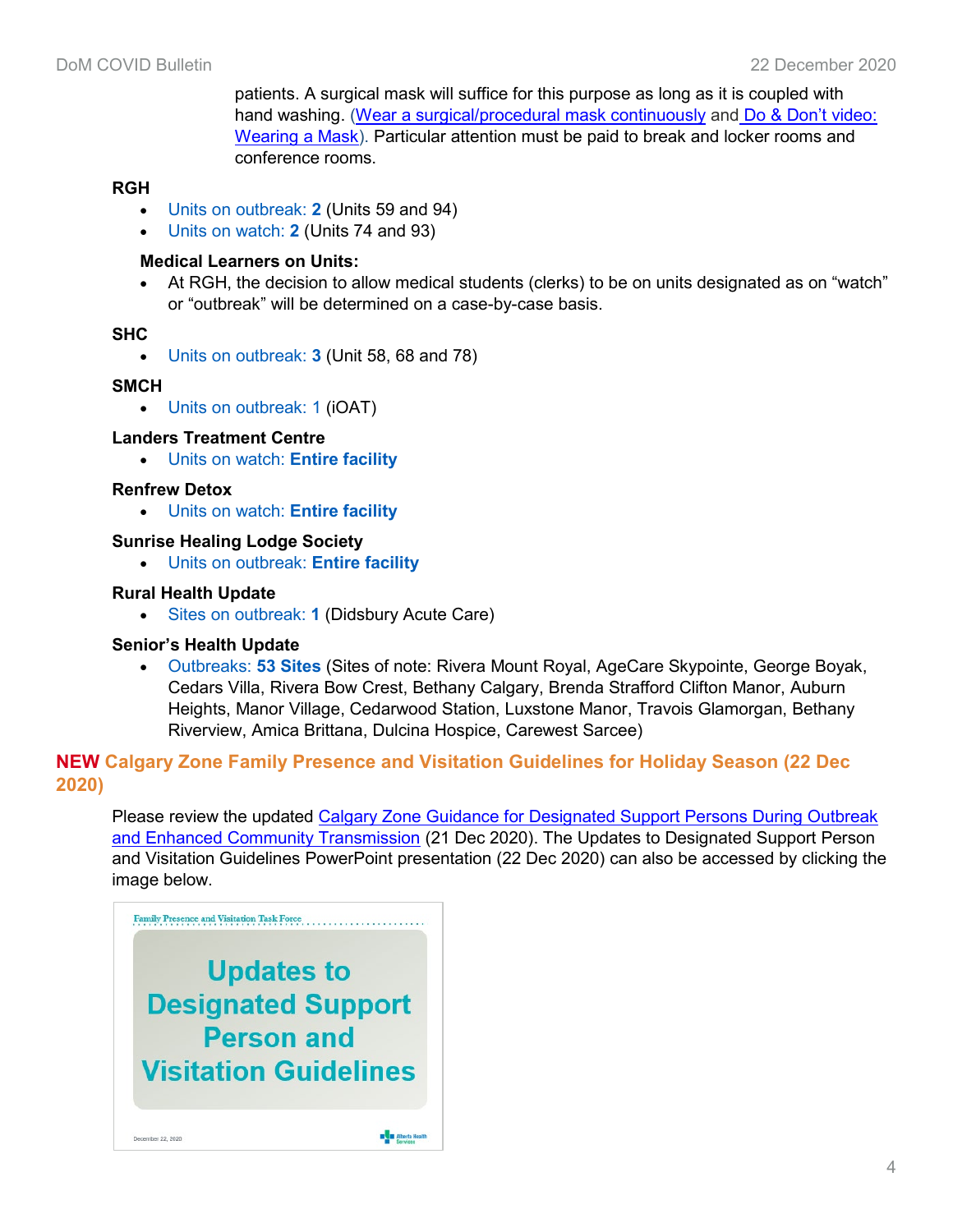patients. A surgical mask will suffice for this purpose as long as it is coupled with hand washing. (Wear a surgical/procedural mask continuously and Do & Don't video: Wearing a Mask). Particular attention must be paid to break and locker rooms and conference rooms.

**RGH**

- Units on outbreak: **2** (Units 59 and 94)
- Units on watch: **2** (Units 74 and 93)

**Medical Learners on Units:**

- At RGH, the decision to allow medical students (clerks) to be on units designated as on "watch" or "outbreak" will be determined on a case-by-case basis.

**SHC**

- Units on outbreak: **3** (Unit 58, 68 and 78)

**SMCH**

- Units on outbreak: 1 (iOAT)

**Landers Treatment Centre**

- Units on watch: **Entire facility**

**Renfrew Detox**

- Units on watch: **Entire facility**

**Sunrise Healing Lodge Society**

- Units on outbreak: **Entire facility**

**Rural Health Update**

- Sites on outbreak: **1** (Didsbury Acute Care)

**Senior's Health Update**

- Outbreaks: **53 Sites** (Sites of note: Rivera Mount Royal, AgeCare Skypointe, George Boyak, Cedars Villa, Rivera Bow Crest, Bethany Calgary, Brenda Strafford Clifton Manor, Auburn Heights, Manor Village, Cedarwood Station, Luxstone Manor, Travois Glamorgan, Bethany Riverview, Amica Brittana, Dulcina Hospice, Carewest Sarcee)

## NEW Calgary Zone Family Presence and Visitation Guidelines for Holiday Season (22 Dec 2020)

Please review the updated Calgary Zone Guidance for Designated Support Persons During Outbreak and Enhanced Community Transmission (21 Dec 2020). The Updates to Designated Support Person and Visitation Guidelines PowerPoint presentation (22 Dec 2020) can also be accessed by clicking the image below.

Family Presence and Visitation Task Force

**Updates to Designated Support Person and Visitation Guidelines**

December 22, 2020

Alberta Health Services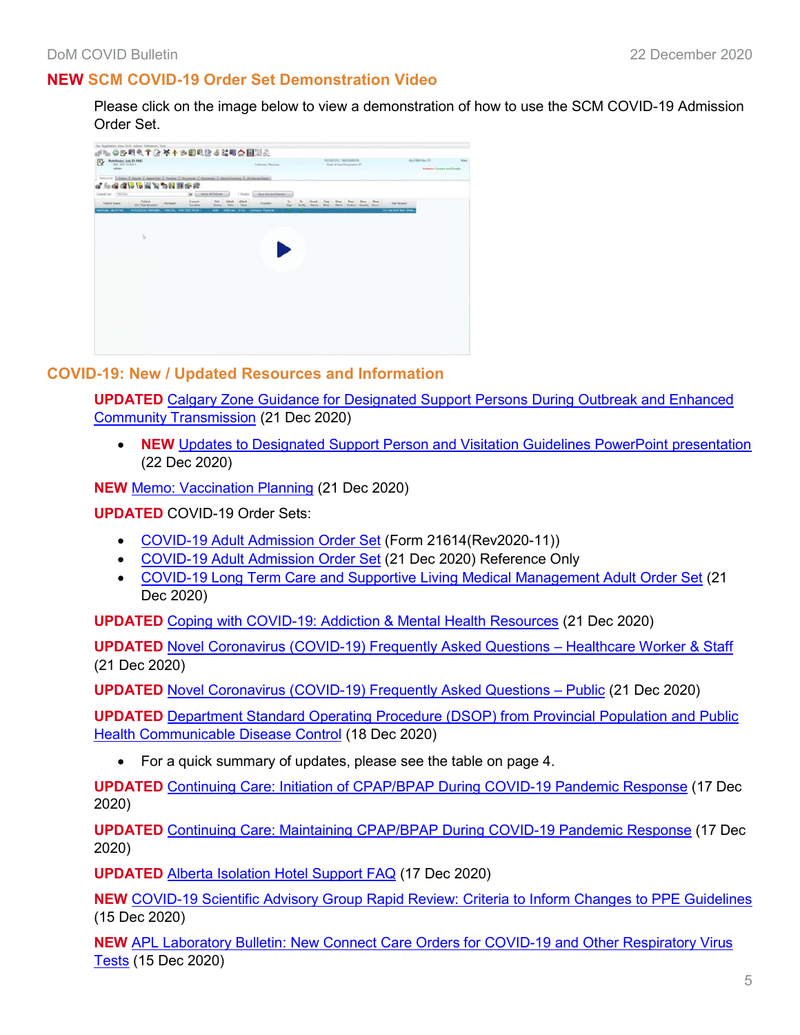## NEW SCM COVID-19 Order Set Demonstration Video

Please click on the image below to view a demonstration of how to use the SCM COVID-19 Admission Order Set.

## COVID-19: New / Updated Resources and Information

**UPDATED** Calgary Zone Guidance for Designated Support Persons During Outbreak and Enhanced Community Transmission (21 Dec 2020)

- **NEW** Updates to Designated Support Person and Visitation Guidelines PowerPoint presentation (22 Dec 2020)

**NEW** Memo: Vaccination Planning (21 Dec 2020)

**UPDATED** COVID-19 Order Sets:

- COVID-19 Adult Admission Order Set (Form 21614(Rev2020-11))
- COVID-19 Adult Admission Order Set (21 Dec 2020) Reference Only
- COVID-19 Long Term Care and Supportive Living Medical Management Adult Order Set (21 Dec 2020)

**UPDATED** Coping with COVID-19: Addiction & Mental Health Resources (21 Dec 2020)

**UPDATED** Novel Coronavirus (COVID-19) Frequently Asked Questions – Healthcare Worker & Staff (21 Dec 2020)

**UPDATED** Novel Coronavirus (COVID-19) Frequently Asked Questions – Public (21 Dec 2020)

**UPDATED** Department Standard Operating Procedure (DSOP) from Provincial Population and Public Health Communicable Disease Control (18 Dec 2020)

- For a quick summary of updates, please see the table on page 4.

**UPDATED** Continuing Care: Initiation of CPAP/BPAP During COVID-19 Pandemic Response (17 Dec 2020)

**UPDATED** Continuing Care: Maintaining CPAP/BPAP During COVID-19 Pandemic Response (17 Dec 2020)

**UPDATED** Alberta Isolation Hotel Support FAQ (17 Dec 2020)

**NEW** COVID-19 Scientific Advisory Group Rapid Review: Criteria to Inform Changes to PPE Guidelines (15 Dec 2020)

**NEW** APL Laboratory Bulletin: New Connect Care Orders for COVID-19 and Other Respiratory Virus Tests (15 Dec 2020)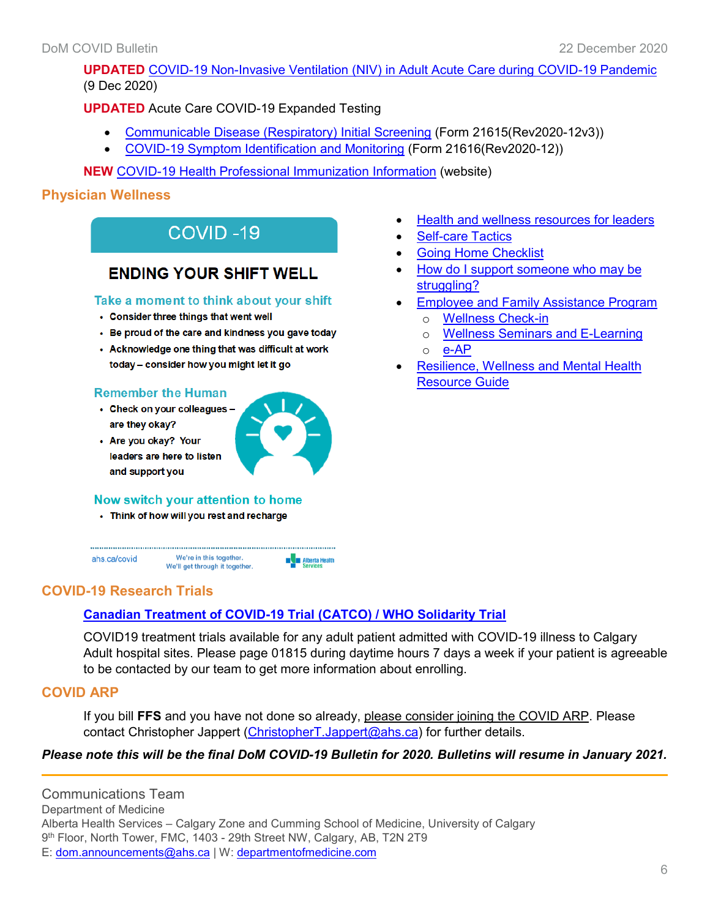**UPDATED** COVID-19 Non-Invasive Ventilation (NIV) in Adult Acute Care during COVID-19 Pandemic (9 Dec 2020)

**UPDATED** Acute Care COVID-19 Expanded Testing

- Communicable Disease (Respiratory) Initial Screening (Form 21615(Rev2020-12v3))
- COVID-19 Symptom Identification and Monitoring (Form 21616(Rev2020-12))

**NEW** COVID-19 Health Professional Immunization Information (website)

## Physician Wellness

COVID -19

**ENDING YOUR SHIFT WELL**

**Take a moment to think about your shift**

- Consider three things that went well
- Be proud of the care and kindness you gave today
- Acknowledge one thing that was difficult at work today – consider how you might let it go

**Remember the Human**

- Check on your colleagues – are they okay?
- Are you okay? Your leaders are here to listen and support you

**Now switch your attention to home**

- Think of how will you rest and recharge

ahs.ca/covid We're in this together. We'll get through it together. Alberta Health Services

- Health and wellness resources for leaders
- Self-care Tactics
- Going Home Checklist
- How do I support someone who may be struggling?
- Employee and Family Assistance Program
  - Wellness Check-in
  - Wellness Seminars and E-Learning
  - e-AP
- Resilience, Wellness and Mental Health Resource Guide

## COVID-19 Research Trials

**Canadian Treatment of COVID-19 Trial (CATCO) / WHO Solidarity Trial**

COVID19 treatment trials available for any adult patient admitted with COVID-19 illness to Calgary Adult hospital sites. Please page 01815 during daytime hours 7 days a week if your patient is agreeable to be contacted by our team to get more information about enrolling.

## COVID ARP

If you bill **FFS** and you have not done so already, please consider joining the COVID ARP. Please contact Christopher Jappert (ChristopherT.Jappert@ahs.ca) for further details.

***Please note this will be the final DoM COVID-19 Bulletin for 2020. Bulletins will resume in January 2021.***

---

Communications Team
Department of Medicine
Alberta Health Services – Calgary Zone and Cumming School of Medicine, University of Calgary
9th Floor, North Tower, FMC, 1403 - 29th Street NW, Calgary, AB, T2N 2T9
E: dom.announcements@ahs.ca | W: departmentofmedicine.com